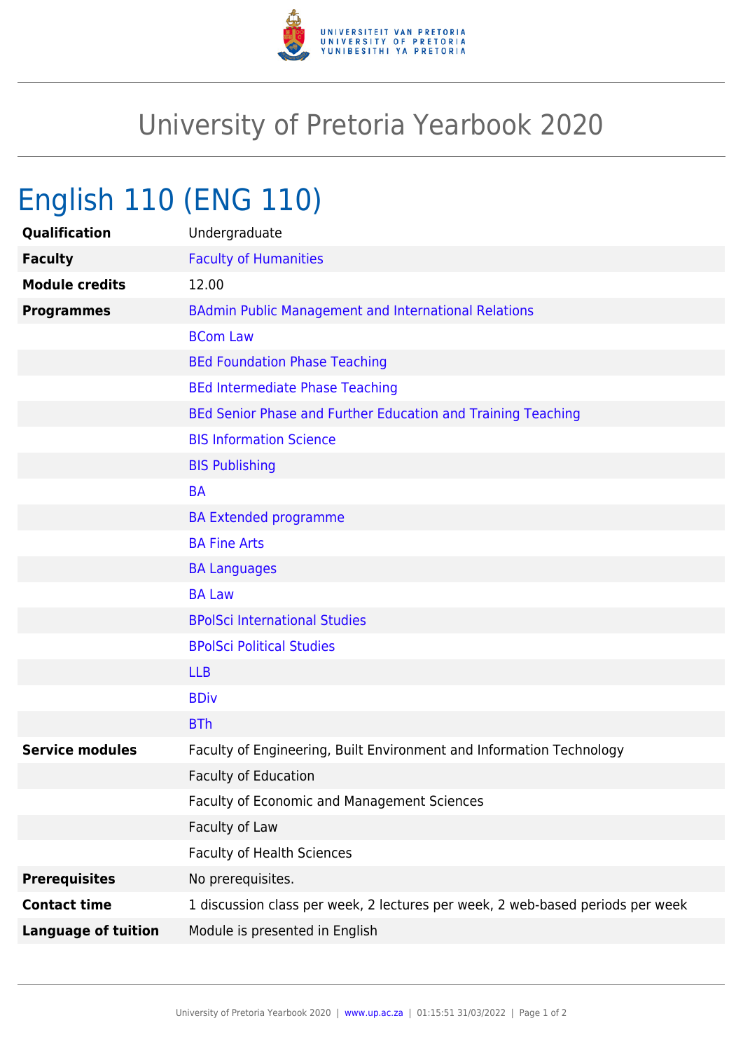# University of Pretoria Yearbook 2020

## English 110 (ENG 110)

| | |
|---|---|
| **Qualification** | Undergraduate |
| **Faculty** | Faculty of Humanities |
| **Module credits** | 12.00 |
| **Programmes** | BAdmin Public Management and International Relations |
| | BCom Law |
| | BEd Foundation Phase Teaching |
| | BEd Intermediate Phase Teaching |
| | BEd Senior Phase and Further Education and Training Teaching |
| | BIS Information Science |
| | BIS Publishing |
| | BA |
| | BA Extended programme |
| | BA Fine Arts |
| | BA Languages |
| | BA Law |
| | BPolSci International Studies |
| | BPolSci Political Studies |
| | LLB |
| | BDiv |
| | BTh |
| **Service modules** | Faculty of Engineering, Built Environment and Information Technology |
| | Faculty of Education |
| | Faculty of Economic and Management Sciences |
| | Faculty of Law |
| | Faculty of Health Sciences |
| **Prerequisites** | No prerequisites. |
| **Contact time** | 1 discussion class per week, 2 lectures per week, 2 web-based periods per week |
| **Language of tuition** | Module is presented in English |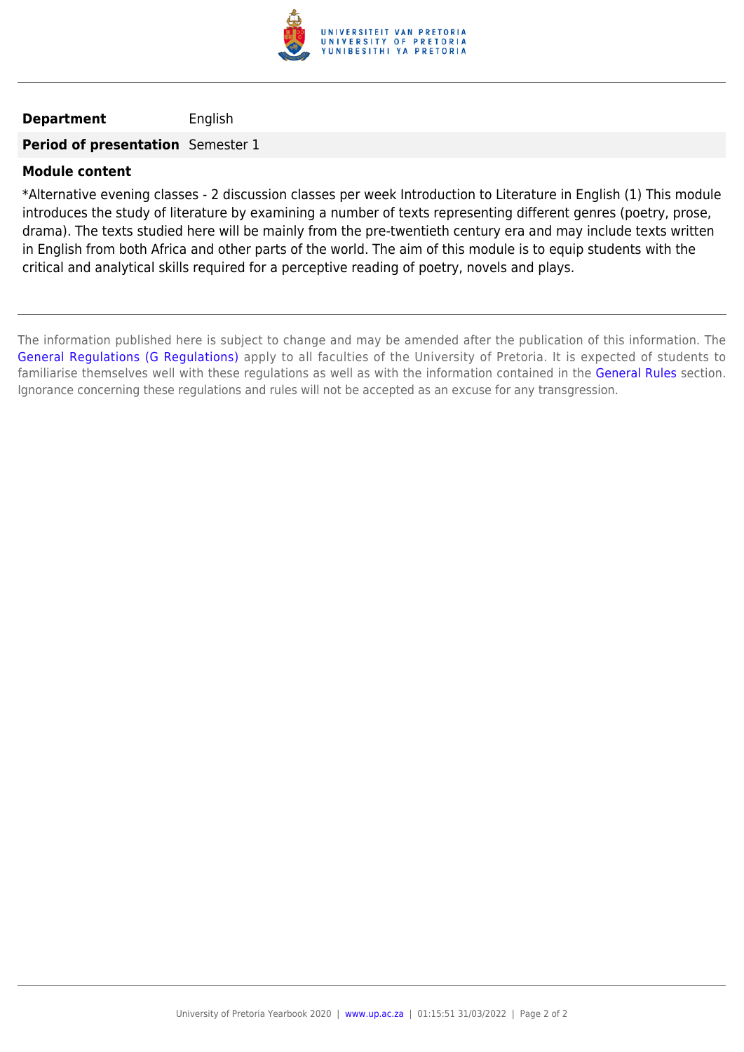| | |
|---|---|
| **Department** | English |
| **Period of presentation** | Semester 1 |

**Module content**

*Alternative evening classes - 2 discussion classes per week Introduction to Literature in English (1) This module introduces the study of literature by examining a number of texts representing different genres (poetry, prose, drama). The texts studied here will be mainly from the pre-twentieth century era and may include texts written in English from both Africa and other parts of the world. The aim of this module is to equip students with the critical and analytical skills required for a perceptive reading of poetry, novels and plays.

The information published here is subject to change and may be amended after the publication of this information. The General Regulations (G Regulations) apply to all faculties of the University of Pretoria. It is expected of students to familiarise themselves well with these regulations as well as with the information contained in the General Rules section. Ignorance concerning these regulations and rules will not be accepted as an excuse for any transgression.